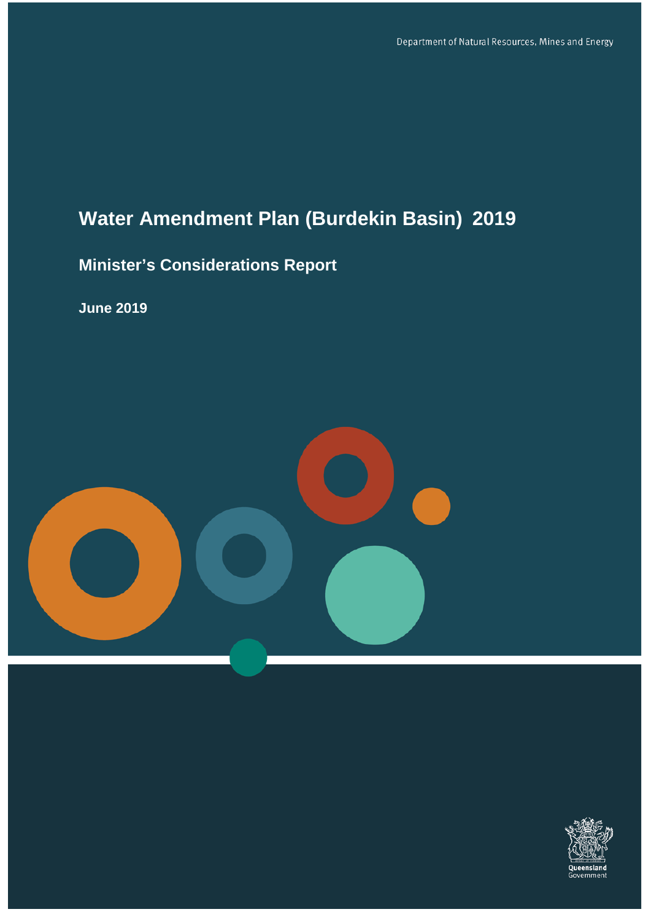Department of Natural Resources, Mines and Energy

# Water Amendment Plan (Burdekin Basin) 2019

## Minister's Considerations Report

**June 2019**

Queensland Government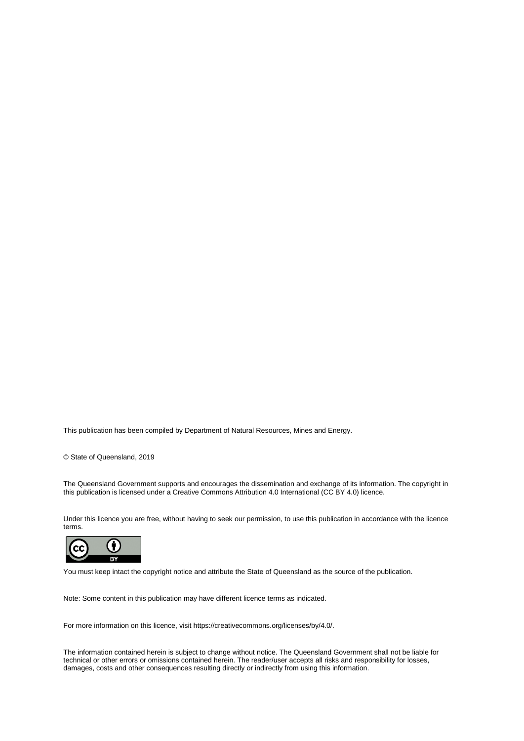This publication has been compiled by Department of Natural Resources, Mines and Energy.

© State of Queensland, 2019

The Queensland Government supports and encourages the dissemination and exchange of its information. The copyright in this publication is licensed under a Creative Commons Attribution 4.0 International (CC BY 4.0) licence.

Under this licence you are free, without having to seek our permission, to use this publication in accordance with the licence terms.

You must keep intact the copyright notice and attribute the State of Queensland as the source of the publication.

Note: Some content in this publication may have different licence terms as indicated.

For more information on this licence, visit https://creativecommons.org/licenses/by/4.0/.

The information contained herein is subject to change without notice. The Queensland Government shall not be liable for technical or other errors or omissions contained herein. The reader/user accepts all risks and responsibility for losses, damages, costs and other consequences resulting directly or indirectly from using this information.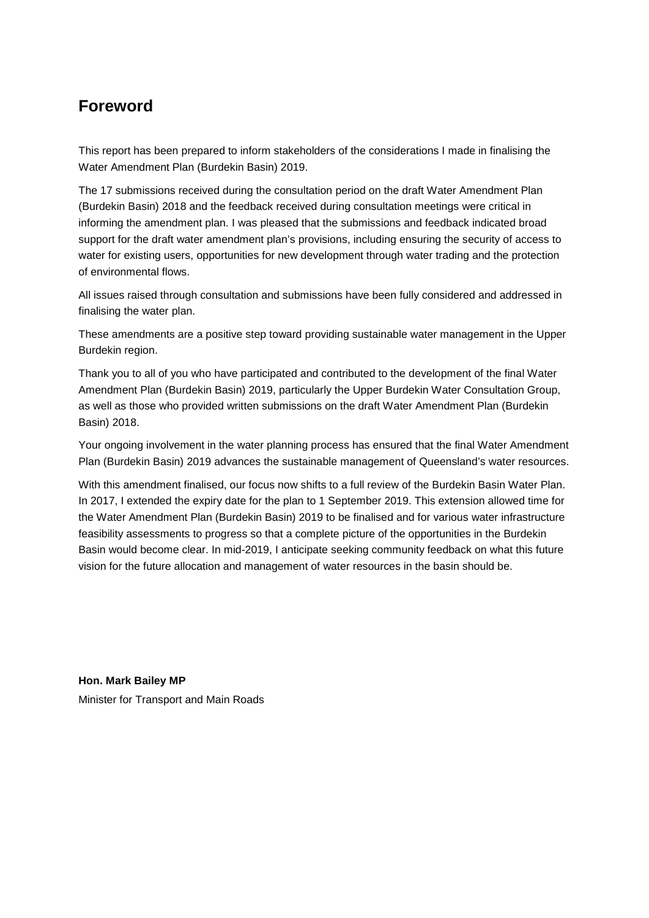## Foreword

This report has been prepared to inform stakeholders of the considerations I made in finalising the Water Amendment Plan (Burdekin Basin) 2019.

The 17 submissions received during the consultation period on the draft Water Amendment Plan (Burdekin Basin) 2018 and the feedback received during consultation meetings were critical in informing the amendment plan. I was pleased that the submissions and feedback indicated broad support for the draft water amendment plan's provisions, including ensuring the security of access to water for existing users, opportunities for new development through water trading and the protection of environmental flows.

All issues raised through consultation and submissions have been fully considered and addressed in finalising the water plan.

These amendments are a positive step toward providing sustainable water management in the Upper Burdekin region.

Thank you to all of you who have participated and contributed to the development of the final Water Amendment Plan (Burdekin Basin) 2019, particularly the Upper Burdekin Water Consultation Group, as well as those who provided written submissions on the draft Water Amendment Plan (Burdekin Basin) 2018.

Your ongoing involvement in the water planning process has ensured that the final Water Amendment Plan (Burdekin Basin) 2019 advances the sustainable management of Queensland's water resources.

With this amendment finalised, our focus now shifts to a full review of the Burdekin Basin Water Plan. In 2017, I extended the expiry date for the plan to 1 September 2019. This extension allowed time for the Water Amendment Plan (Burdekin Basin) 2019 to be finalised and for various water infrastructure feasibility assessments to progress so that a complete picture of the opportunities in the Burdekin Basin would become clear. In mid-2019, I anticipate seeking community feedback on what this future vision for the future allocation and management of water resources in the basin should be.

**Hon. Mark Bailey MP**
Minister for Transport and Main Roads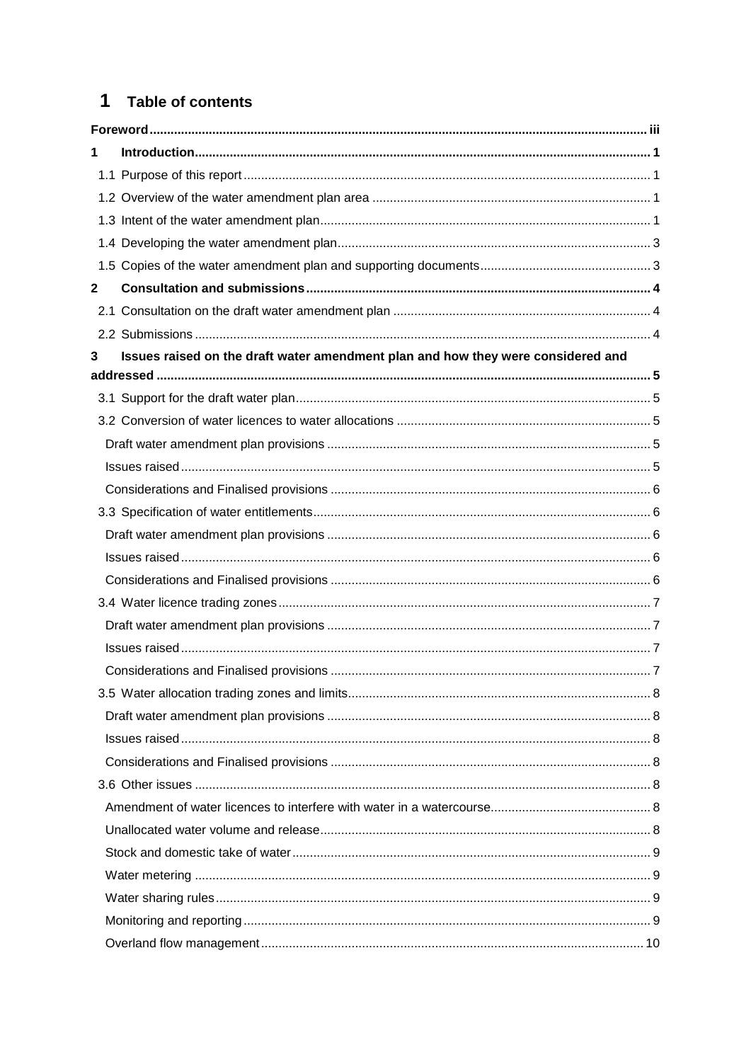# 1 Table of contents

**Foreword** ........ iii

**1 Introduction** ........ 1

- 1.1 Purpose of this report ........ 1
- 1.2 Overview of the water amendment plan area ........ 1
- 1.3 Intent of the water amendment plan ........ 1
- 1.4 Developing the water amendment plan ........ 3
- 1.5 Copies of the water amendment plan and supporting documents ........ 3

**2 Consultation and submissions** ........ 4

- 2.1 Consultation on the draft water amendment plan ........ 4
- 2.2 Submissions ........ 4

**3 Issues raised on the draft water amendment plan and how they were considered and addressed** ........ 5

- 3.1 Support for the draft water plan ........ 5
- 3.2 Conversion of water licences to water allocations ........ 5
  - Draft water amendment plan provisions ........ 5
  - Issues raised ........ 5
  - Considerations and Finalised provisions ........ 6
- 3.3 Specification of water entitlements ........ 6
  - Draft water amendment plan provisions ........ 6
  - Issues raised ........ 6
  - Considerations and Finalised provisions ........ 6
- 3.4 Water licence trading zones ........ 7
  - Draft water amendment plan provisions ........ 7
  - Issues raised ........ 7
  - Considerations and Finalised provisions ........ 7
- 3.5 Water allocation trading zones and limits ........ 8
  - Draft water amendment plan provisions ........ 8
  - Issues raised ........ 8
  - Considerations and Finalised provisions ........ 8
- 3.6 Other issues ........ 8
  - Amendment of water licences to interfere with water in a watercourse ........ 8
  - Unallocated water volume and release ........ 8
  - Stock and domestic take of water ........ 9
  - Water metering ........ 9
  - Water sharing rules ........ 9
  - Monitoring and reporting ........ 9
  - Overland flow management ........ 10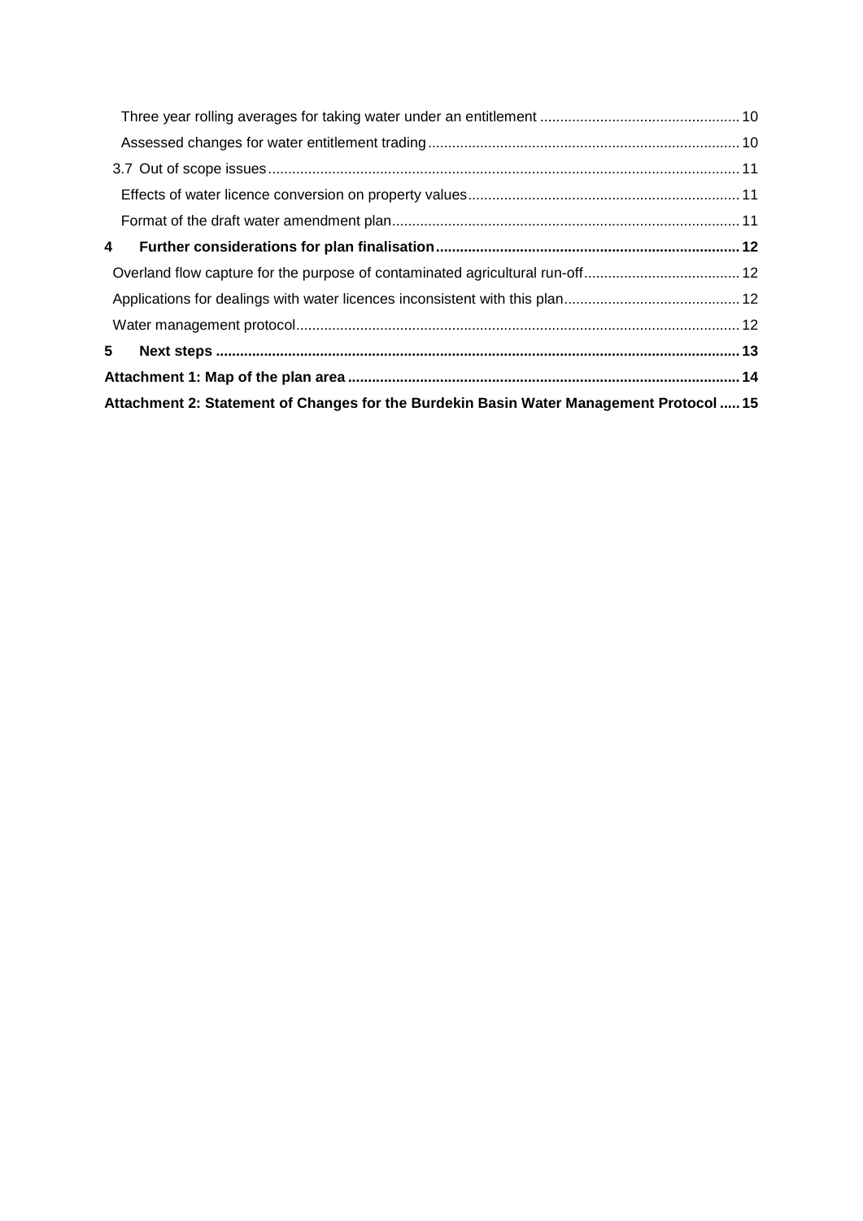Three year rolling averages for taking water under an entitlement ........ 10

Assessed changes for water entitlement trading ........ 10

3.7 Out of scope issues ........ 11

Effects of water licence conversion on property values ........ 11

Format of the draft water amendment plan ........ 11

**4 Further considerations for plan finalisation ........ 12**

Overland flow capture for the purpose of contaminated agricultural run-off ........ 12

Applications for dealings with water licences inconsistent with this plan ........ 12

Water management protocol ........ 12

**5 Next steps ........ 13**

**Attachment 1: Map of the plan area ........ 14**

**Attachment 2: Statement of Changes for the Burdekin Basin Water Management Protocol ........ 15**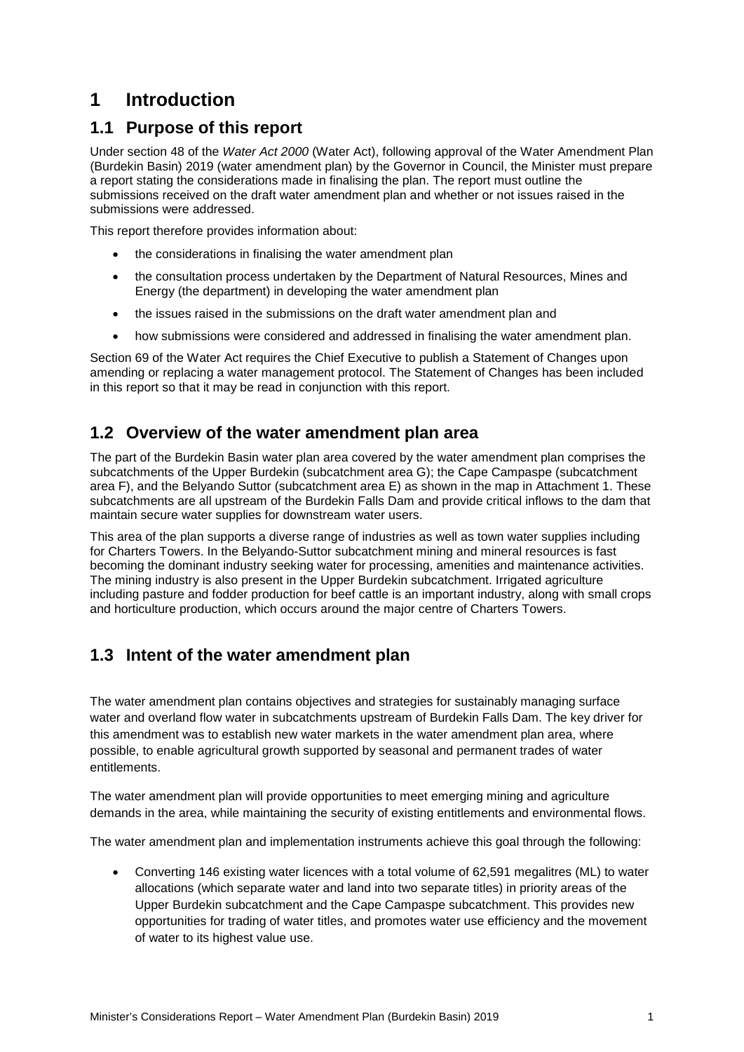# 1 Introduction

## 1.1 Purpose of this report

Under section 48 of the *Water Act 2000* (Water Act), following approval of the Water Amendment Plan (Burdekin Basin) 2019 (water amendment plan) by the Governor in Council, the Minister must prepare a report stating the considerations made in finalising the plan. The report must outline the submissions received on the draft water amendment plan and whether or not issues raised in the submissions were addressed.

This report therefore provides information about:

- the considerations in finalising the water amendment plan
- the consultation process undertaken by the Department of Natural Resources, Mines and Energy (the department) in developing the water amendment plan
- the issues raised in the submissions on the draft water amendment plan and
- how submissions were considered and addressed in finalising the water amendment plan.

Section 69 of the Water Act requires the Chief Executive to publish a Statement of Changes upon amending or replacing a water management protocol. The Statement of Changes has been included in this report so that it may be read in conjunction with this report.

## 1.2 Overview of the water amendment plan area

The part of the Burdekin Basin water plan area covered by the water amendment plan comprises the subcatchments of the Upper Burdekin (subcatchment area G); the Cape Campaspe (subcatchment area F), and the Belyando Suttor (subcatchment area E) as shown in the map in Attachment 1. These subcatchments are all upstream of the Burdekin Falls Dam and provide critical inflows to the dam that maintain secure water supplies for downstream water users.

This area of the plan supports a diverse range of industries as well as town water supplies including for Charters Towers. In the Belyando-Suttor subcatchment mining and mineral resources is fast becoming the dominant industry seeking water for processing, amenities and maintenance activities. The mining industry is also present in the Upper Burdekin subcatchment. Irrigated agriculture including pasture and fodder production for beef cattle is an important industry, along with small crops and horticulture production, which occurs around the major centre of Charters Towers.

## 1.3 Intent of the water amendment plan

The water amendment plan contains objectives and strategies for sustainably managing surface water and overland flow water in subcatchments upstream of Burdekin Falls Dam. The key driver for this amendment was to establish new water markets in the water amendment plan area, where possible, to enable agricultural growth supported by seasonal and permanent trades of water entitlements.

The water amendment plan will provide opportunities to meet emerging mining and agriculture demands in the area, while maintaining the security of existing entitlements and environmental flows.

The water amendment plan and implementation instruments achieve this goal through the following:

- Converting 146 existing water licences with a total volume of 62,591 megalitres (ML) to water allocations (which separate water and land into two separate titles) in priority areas of the Upper Burdekin subcatchment and the Cape Campaspe subcatchment. This provides new opportunities for trading of water titles, and promotes water use efficiency and the movement of water to its highest value use.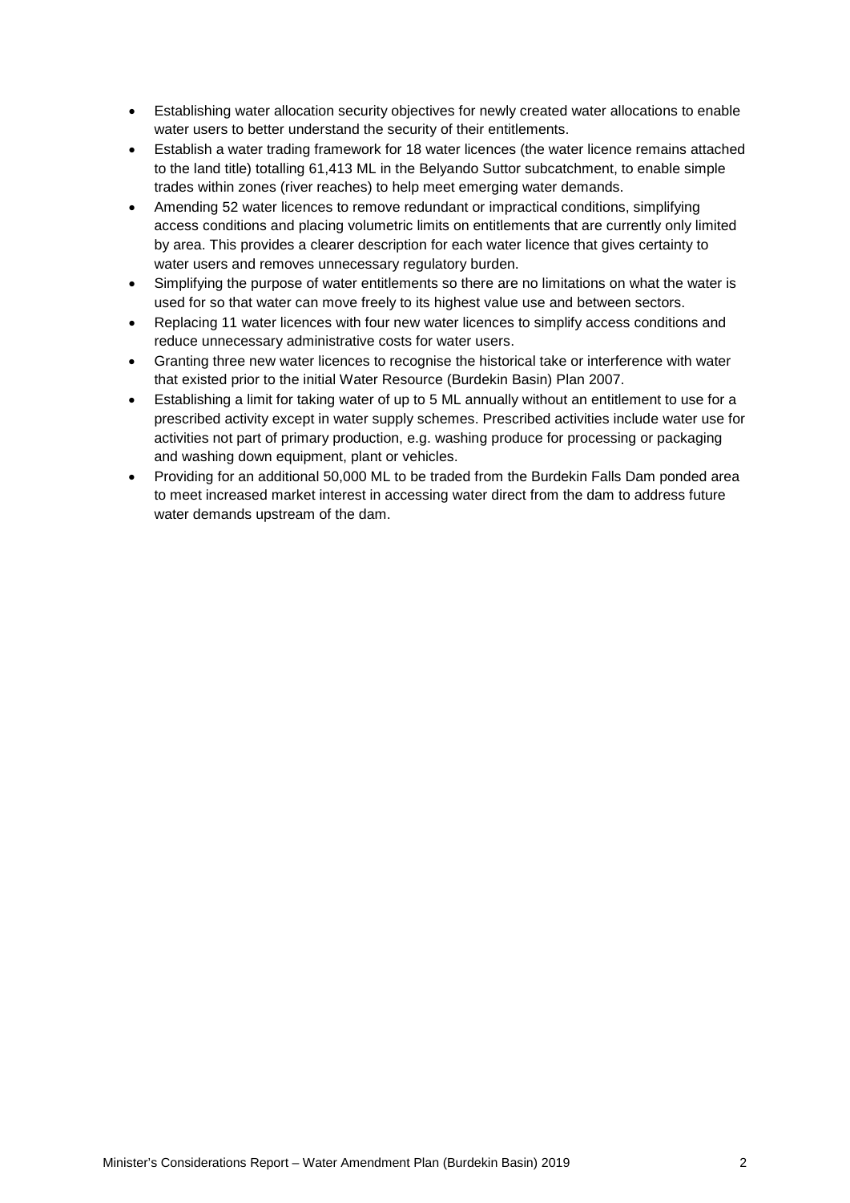- Establishing water allocation security objectives for newly created water allocations to enable water users to better understand the security of their entitlements.
- Establish a water trading framework for 18 water licences (the water licence remains attached to the land title) totalling 61,413 ML in the Belyando Suttor subcatchment, to enable simple trades within zones (river reaches) to help meet emerging water demands.
- Amending 52 water licences to remove redundant or impractical conditions, simplifying access conditions and placing volumetric limits on entitlements that are currently only limited by area. This provides a clearer description for each water licence that gives certainty to water users and removes unnecessary regulatory burden.
- Simplifying the purpose of water entitlements so there are no limitations on what the water is used for so that water can move freely to its highest value use and between sectors.
- Replacing 11 water licences with four new water licences to simplify access conditions and reduce unnecessary administrative costs for water users.
- Granting three new water licences to recognise the historical take or interference with water that existed prior to the initial Water Resource (Burdekin Basin) Plan 2007.
- Establishing a limit for taking water of up to 5 ML annually without an entitlement to use for a prescribed activity except in water supply schemes. Prescribed activities include water use for activities not part of primary production, e.g. washing produce for processing or packaging and washing down equipment, plant or vehicles.
- Providing for an additional 50,000 ML to be traded from the Burdekin Falls Dam ponded area to meet increased market interest in accessing water direct from the dam to address future water demands upstream of the dam.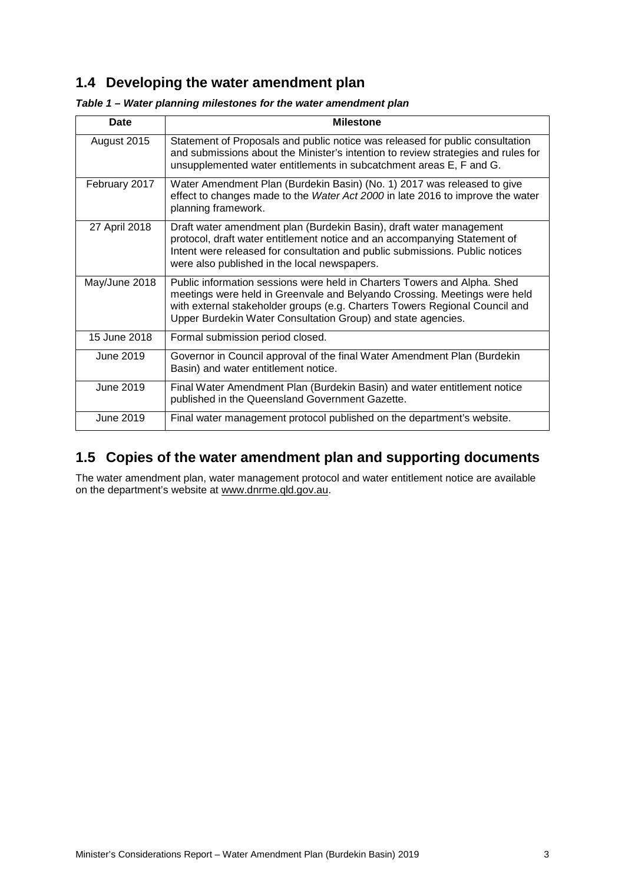## 1.4 Developing the water amendment plan

***Table 1 – Water planning milestones for the water amendment plan***

| Date | Milestone |
|---|---|
| August 2015 | Statement of Proposals and public notice was released for public consultation and submissions about the Minister's intention to review strategies and rules for unsupplemented water entitlements in subcatchment areas E, F and G. |
| February 2017 | Water Amendment Plan (Burdekin Basin) (No. 1) 2017 was released to give effect to changes made to the *Water Act 2000* in late 2016 to improve the water planning framework. |
| 27 April 2018 | Draft water amendment plan (Burdekin Basin), draft water management protocol, draft water entitlement notice and an accompanying Statement of Intent were released for consultation and public submissions. Public notices were also published in the local newspapers. |
| May/June 2018 | Public information sessions were held in Charters Towers and Alpha. Shed meetings were held in Greenvale and Belyando Crossing. Meetings were held with external stakeholder groups (e.g. Charters Towers Regional Council and Upper Burdekin Water Consultation Group) and state agencies. |
| 15 June 2018 | Formal submission period closed. |
| June 2019 | Governor in Council approval of the final Water Amendment Plan (Burdekin Basin) and water entitlement notice. |
| June 2019 | Final Water Amendment Plan (Burdekin Basin) and water entitlement notice published in the Queensland Government Gazette. |
| June 2019 | Final water management protocol published on the department's website. |

## 1.5 Copies of the water amendment plan and supporting documents

The water amendment plan, water management protocol and water entitlement notice are available on the department's website at www.dnrme.qld.gov.au.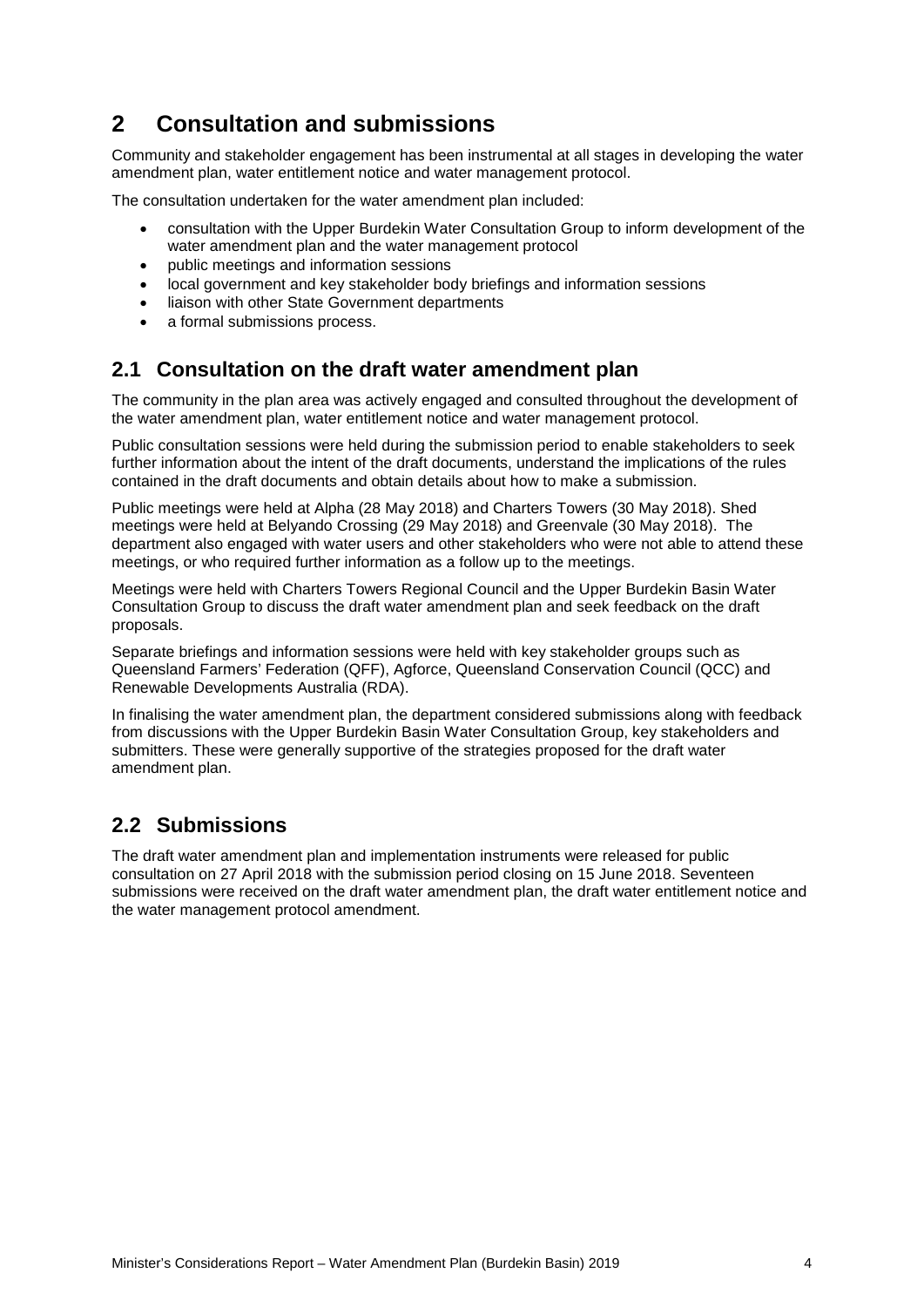# 2 Consultation and submissions

Community and stakeholder engagement has been instrumental at all stages in developing the water amendment plan, water entitlement notice and water management protocol.

The consultation undertaken for the water amendment plan included:

- consultation with the Upper Burdekin Water Consultation Group to inform development of the water amendment plan and the water management protocol
- public meetings and information sessions
- local government and key stakeholder body briefings and information sessions
- liaison with other State Government departments
- a formal submissions process.

## 2.1 Consultation on the draft water amendment plan

The community in the plan area was actively engaged and consulted throughout the development of the water amendment plan, water entitlement notice and water management protocol.

Public consultation sessions were held during the submission period to enable stakeholders to seek further information about the intent of the draft documents, understand the implications of the rules contained in the draft documents and obtain details about how to make a submission.

Public meetings were held at Alpha (28 May 2018) and Charters Towers (30 May 2018). Shed meetings were held at Belyando Crossing (29 May 2018) and Greenvale (30 May 2018). The department also engaged with water users and other stakeholders who were not able to attend these meetings, or who required further information as a follow up to the meetings.

Meetings were held with Charters Towers Regional Council and the Upper Burdekin Basin Water Consultation Group to discuss the draft water amendment plan and seek feedback on the draft proposals.

Separate briefings and information sessions were held with key stakeholder groups such as Queensland Farmers' Federation (QFF), Agforce, Queensland Conservation Council (QCC) and Renewable Developments Australia (RDA).

In finalising the water amendment plan, the department considered submissions along with feedback from discussions with the Upper Burdekin Basin Water Consultation Group, key stakeholders and submitters. These were generally supportive of the strategies proposed for the draft water amendment plan.

## 2.2 Submissions

The draft water amendment plan and implementation instruments were released for public consultation on 27 April 2018 with the submission period closing on 15 June 2018. Seventeen submissions were received on the draft water amendment plan, the draft water entitlement notice and the water management protocol amendment.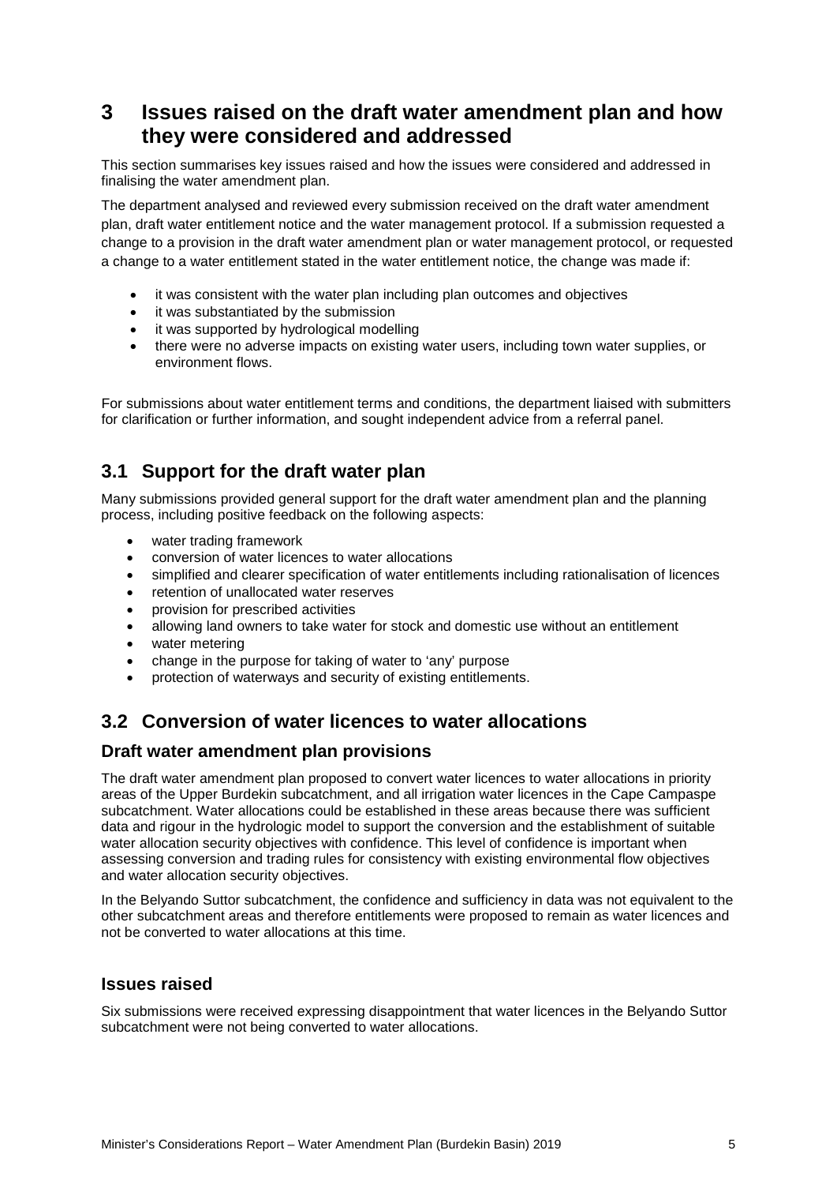# 3 Issues raised on the draft water amendment plan and how they were considered and addressed

This section summarises key issues raised and how the issues were considered and addressed in finalising the water amendment plan.

The department analysed and reviewed every submission received on the draft water amendment plan, draft water entitlement notice and the water management protocol. If a submission requested a change to a provision in the draft water amendment plan or water management protocol, or requested a change to a water entitlement stated in the water entitlement notice, the change was made if:

- it was consistent with the water plan including plan outcomes and objectives
- it was substantiated by the submission
- it was supported by hydrological modelling
- there were no adverse impacts on existing water users, including town water supplies, or environment flows.

For submissions about water entitlement terms and conditions, the department liaised with submitters for clarification or further information, and sought independent advice from a referral panel.

## 3.1 Support for the draft water plan

Many submissions provided general support for the draft water amendment plan and the planning process, including positive feedback on the following aspects:

- water trading framework
- conversion of water licences to water allocations
- simplified and clearer specification of water entitlements including rationalisation of licences
- retention of unallocated water reserves
- provision for prescribed activities
- allowing land owners to take water for stock and domestic use without an entitlement
- water metering
- change in the purpose for taking of water to 'any' purpose
- protection of waterways and security of existing entitlements.

## 3.2 Conversion of water licences to water allocations

### Draft water amendment plan provisions

The draft water amendment plan proposed to convert water licences to water allocations in priority areas of the Upper Burdekin subcatchment, and all irrigation water licences in the Cape Campaspe subcatchment. Water allocations could be established in these areas because there was sufficient data and rigour in the hydrologic model to support the conversion and the establishment of suitable water allocation security objectives with confidence. This level of confidence is important when assessing conversion and trading rules for consistency with existing environmental flow objectives and water allocation security objectives.

In the Belyando Suttor subcatchment, the confidence and sufficiency in data was not equivalent to the other subcatchment areas and therefore entitlements were proposed to remain as water licences and not be converted to water allocations at this time.

### Issues raised

Six submissions were received expressing disappointment that water licences in the Belyando Suttor subcatchment were not being converted to water allocations.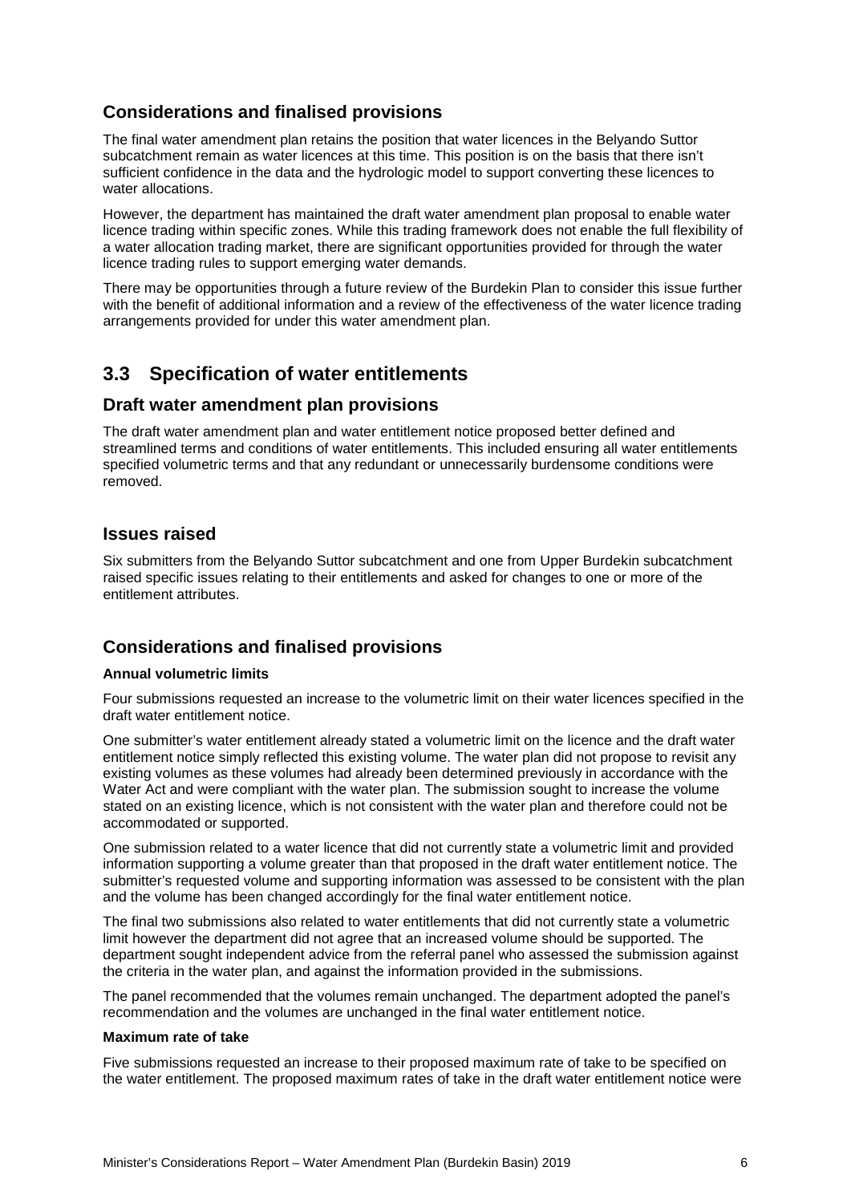## Considerations and finalised provisions

The final water amendment plan retains the position that water licences in the Belyando Suttor subcatchment remain as water licences at this time. This position is on the basis that there isn't sufficient confidence in the data and the hydrologic model to support converting these licences to water allocations.

However, the department has maintained the draft water amendment plan proposal to enable water licence trading within specific zones. While this trading framework does not enable the full flexibility of a water allocation trading market, there are significant opportunities provided for through the water licence trading rules to support emerging water demands.

There may be opportunities through a future review of the Burdekin Plan to consider this issue further with the benefit of additional information and a review of the effectiveness of the water licence trading arrangements provided for under this water amendment plan.

# 3.3 Specification of water entitlements

## Draft water amendment plan provisions

The draft water amendment plan and water entitlement notice proposed better defined and streamlined terms and conditions of water entitlements. This included ensuring all water entitlements specified volumetric terms and that any redundant or unnecessarily burdensome conditions were removed.

## Issues raised

Six submitters from the Belyando Suttor subcatchment and one from Upper Burdekin subcatchment raised specific issues relating to their entitlements and asked for changes to one or more of the entitlement attributes.

## Considerations and finalised provisions

**Annual volumetric limits**

Four submissions requested an increase to the volumetric limit on their water licences specified in the draft water entitlement notice.

One submitter's water entitlement already stated a volumetric limit on the licence and the draft water entitlement notice simply reflected this existing volume. The water plan did not propose to revisit any existing volumes as these volumes had already been determined previously in accordance with the Water Act and were compliant with the water plan. The submission sought to increase the volume stated on an existing licence, which is not consistent with the water plan and therefore could not be accommodated or supported.

One submission related to a water licence that did not currently state a volumetric limit and provided information supporting a volume greater than that proposed in the draft water entitlement notice. The submitter's requested volume and supporting information was assessed to be consistent with the plan and the volume has been changed accordingly for the final water entitlement notice.

The final two submissions also related to water entitlements that did not currently state a volumetric limit however the department did not agree that an increased volume should be supported. The department sought independent advice from the referral panel who assessed the submission against the criteria in the water plan, and against the information provided in the submissions.

The panel recommended that the volumes remain unchanged. The department adopted the panel's recommendation and the volumes are unchanged in the final water entitlement notice.

**Maximum rate of take**

Five submissions requested an increase to their proposed maximum rate of take to be specified on the water entitlement. The proposed maximum rates of take in the draft water entitlement notice were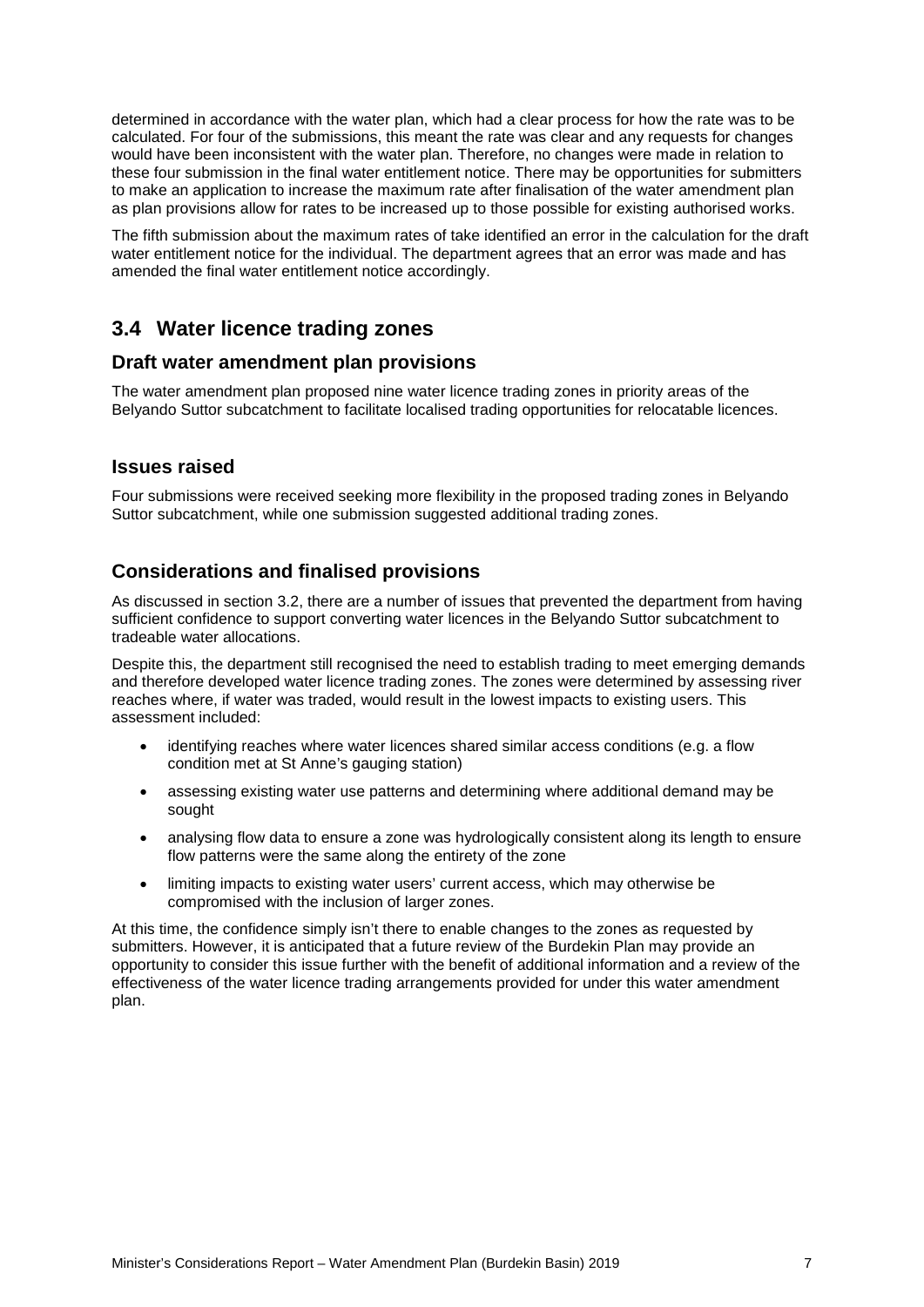determined in accordance with the water plan, which had a clear process for how the rate was to be calculated. For four of the submissions, this meant the rate was clear and any requests for changes would have been inconsistent with the water plan. Therefore, no changes were made in relation to these four submission in the final water entitlement notice. There may be opportunities for submitters to make an application to increase the maximum rate after finalisation of the water amendment plan as plan provisions allow for rates to be increased up to those possible for existing authorised works.

The fifth submission about the maximum rates of take identified an error in the calculation for the draft water entitlement notice for the individual. The department agrees that an error was made and has amended the final water entitlement notice accordingly.

## 3.4 Water licence trading zones

### Draft water amendment plan provisions

The water amendment plan proposed nine water licence trading zones in priority areas of the Belyando Suttor subcatchment to facilitate localised trading opportunities for relocatable licences.

### Issues raised

Four submissions were received seeking more flexibility in the proposed trading zones in Belyando Suttor subcatchment, while one submission suggested additional trading zones.

### Considerations and finalised provisions

As discussed in section 3.2, there are a number of issues that prevented the department from having sufficient confidence to support converting water licences in the Belyando Suttor subcatchment to tradeable water allocations.

Despite this, the department still recognised the need to establish trading to meet emerging demands and therefore developed water licence trading zones. The zones were determined by assessing river reaches where, if water was traded, would result in the lowest impacts to existing users. This assessment included:

- identifying reaches where water licences shared similar access conditions (e.g. a flow condition met at St Anne's gauging station)
- assessing existing water use patterns and determining where additional demand may be sought
- analysing flow data to ensure a zone was hydrologically consistent along its length to ensure flow patterns were the same along the entirety of the zone
- limiting impacts to existing water users' current access, which may otherwise be compromised with the inclusion of larger zones.

At this time, the confidence simply isn't there to enable changes to the zones as requested by submitters. However, it is anticipated that a future review of the Burdekin Plan may provide an opportunity to consider this issue further with the benefit of additional information and a review of the effectiveness of the water licence trading arrangements provided for under this water amendment plan.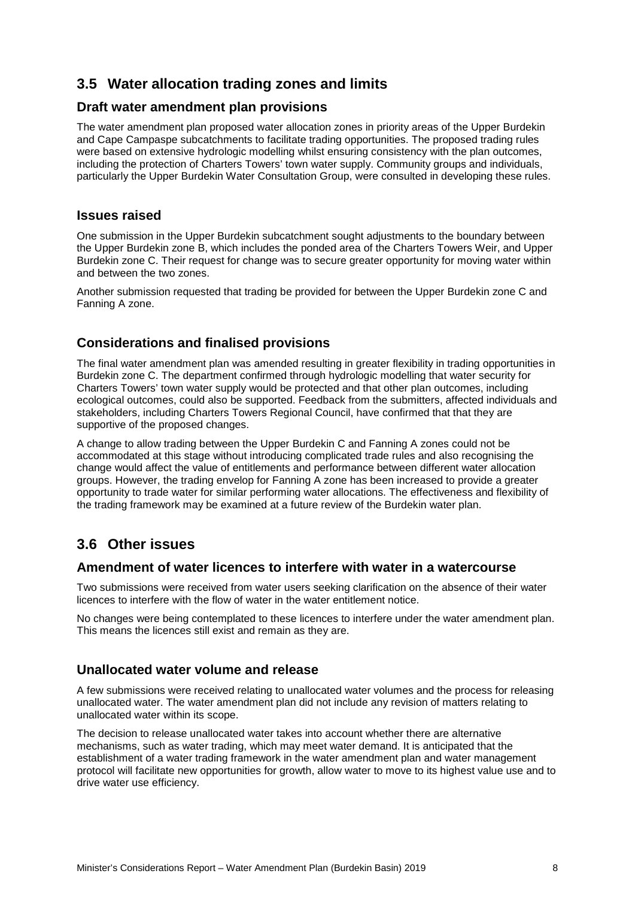## 3.5 Water allocation trading zones and limits

### Draft water amendment plan provisions

The water amendment plan proposed water allocation zones in priority areas of the Upper Burdekin and Cape Campaspe subcatchments to facilitate trading opportunities. The proposed trading rules were based on extensive hydrologic modelling whilst ensuring consistency with the plan outcomes, including the protection of Charters Towers' town water supply. Community groups and individuals, particularly the Upper Burdekin Water Consultation Group, were consulted in developing these rules.

### Issues raised

One submission in the Upper Burdekin subcatchment sought adjustments to the boundary between the Upper Burdekin zone B, which includes the ponded area of the Charters Towers Weir, and Upper Burdekin zone C. Their request for change was to secure greater opportunity for moving water within and between the two zones.

Another submission requested that trading be provided for between the Upper Burdekin zone C and Fanning A zone.

### Considerations and finalised provisions

The final water amendment plan was amended resulting in greater flexibility in trading opportunities in Burdekin zone C. The department confirmed through hydrologic modelling that water security for Charters Towers' town water supply would be protected and that other plan outcomes, including ecological outcomes, could also be supported. Feedback from the submitters, affected individuals and stakeholders, including Charters Towers Regional Council, have confirmed that that they are supportive of the proposed changes.

A change to allow trading between the Upper Burdekin C and Fanning A zones could not be accommodated at this stage without introducing complicated trade rules and also recognising the change would affect the value of entitlements and performance between different water allocation groups. However, the trading envelop for Fanning A zone has been increased to provide a greater opportunity to trade water for similar performing water allocations. The effectiveness and flexibility of the trading framework may be examined at a future review of the Burdekin water plan.

## 3.6 Other issues

### Amendment of water licences to interfere with water in a watercourse

Two submissions were received from water users seeking clarification on the absence of their water licences to interfere with the flow of water in the water entitlement notice.

No changes were being contemplated to these licences to interfere under the water amendment plan. This means the licences still exist and remain as they are.

### Unallocated water volume and release

A few submissions were received relating to unallocated water volumes and the process for releasing unallocated water. The water amendment plan did not include any revision of matters relating to unallocated water within its scope.

The decision to release unallocated water takes into account whether there are alternative mechanisms, such as water trading, which may meet water demand. It is anticipated that the establishment of a water trading framework in the water amendment plan and water management protocol will facilitate new opportunities for growth, allow water to move to its highest value use and to drive water use efficiency.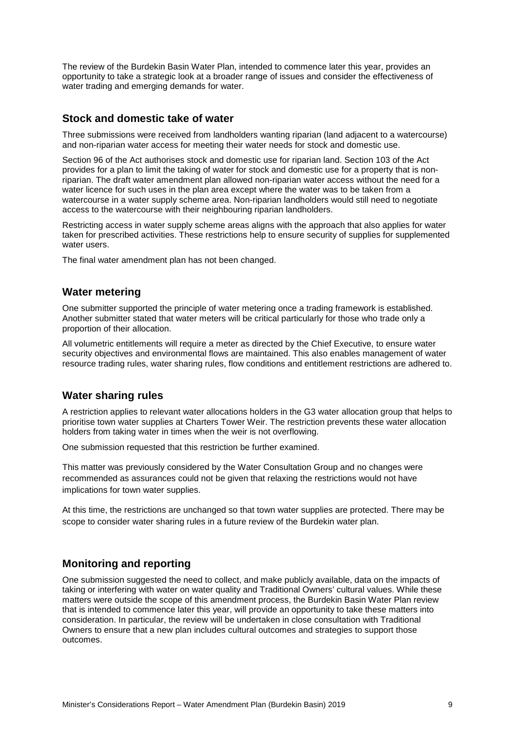The review of the Burdekin Basin Water Plan, intended to commence later this year, provides an opportunity to take a strategic look at a broader range of issues and consider the effectiveness of water trading and emerging demands for water.

## Stock and domestic take of water

Three submissions were received from landholders wanting riparian (land adjacent to a watercourse) and non-riparian water access for meeting their water needs for stock and domestic use.

Section 96 of the Act authorises stock and domestic use for riparian land. Section 103 of the Act provides for a plan to limit the taking of water for stock and domestic use for a property that is non-riparian. The draft water amendment plan allowed non-riparian water access without the need for a water licence for such uses in the plan area except where the water was to be taken from a watercourse in a water supply scheme area. Non-riparian landholders would still need to negotiate access to the watercourse with their neighbouring riparian landholders.

Restricting access in water supply scheme areas aligns with the approach that also applies for water taken for prescribed activities. These restrictions help to ensure security of supplies for supplemented water users.

The final water amendment plan has not been changed.

## Water metering

One submitter supported the principle of water metering once a trading framework is established. Another submitter stated that water meters will be critical particularly for those who trade only a proportion of their allocation.

All volumetric entitlements will require a meter as directed by the Chief Executive, to ensure water security objectives and environmental flows are maintained. This also enables management of water resource trading rules, water sharing rules, flow conditions and entitlement restrictions are adhered to.

## Water sharing rules

A restriction applies to relevant water allocations holders in the G3 water allocation group that helps to prioritise town water supplies at Charters Tower Weir. The restriction prevents these water allocation holders from taking water in times when the weir is not overflowing.

One submission requested that this restriction be further examined.

This matter was previously considered by the Water Consultation Group and no changes were recommended as assurances could not be given that relaxing the restrictions would not have implications for town water supplies.

At this time, the restrictions are unchanged so that town water supplies are protected. There may be scope to consider water sharing rules in a future review of the Burdekin water plan.

## Monitoring and reporting

One submission suggested the need to collect, and make publicly available, data on the impacts of taking or interfering with water on water quality and Traditional Owners' cultural values. While these matters were outside the scope of this amendment process, the Burdekin Basin Water Plan review that is intended to commence later this year, will provide an opportunity to take these matters into consideration. In particular, the review will be undertaken in close consultation with Traditional Owners to ensure that a new plan includes cultural outcomes and strategies to support those outcomes.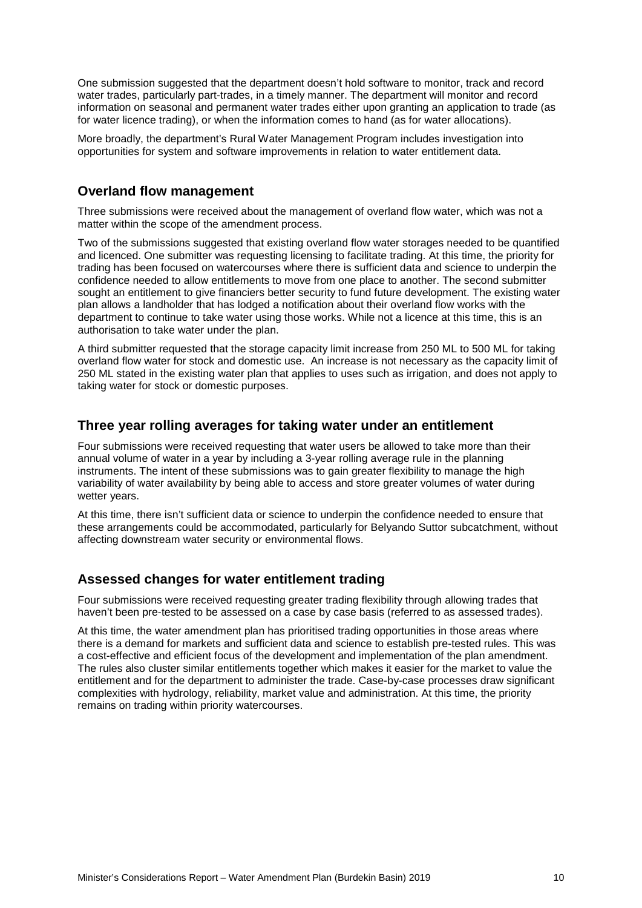One submission suggested that the department doesn't hold software to monitor, track and record water trades, particularly part-trades, in a timely manner. The department will monitor and record information on seasonal and permanent water trades either upon granting an application to trade (as for water licence trading), or when the information comes to hand (as for water allocations).

More broadly, the department's Rural Water Management Program includes investigation into opportunities for system and software improvements in relation to water entitlement data.

## Overland flow management

Three submissions were received about the management of overland flow water, which was not a matter within the scope of the amendment process.

Two of the submissions suggested that existing overland flow water storages needed to be quantified and licenced. One submitter was requesting licensing to facilitate trading. At this time, the priority for trading has been focused on watercourses where there is sufficient data and science to underpin the confidence needed to allow entitlements to move from one place to another. The second submitter sought an entitlement to give financiers better security to fund future development. The existing water plan allows a landholder that has lodged a notification about their overland flow works with the department to continue to take water using those works. While not a licence at this time, this is an authorisation to take water under the plan.

A third submitter requested that the storage capacity limit increase from 250 ML to 500 ML for taking overland flow water for stock and domestic use. An increase is not necessary as the capacity limit of 250 ML stated in the existing water plan that applies to uses such as irrigation, and does not apply to taking water for stock or domestic purposes.

## Three year rolling averages for taking water under an entitlement

Four submissions were received requesting that water users be allowed to take more than their annual volume of water in a year by including a 3-year rolling average rule in the planning instruments. The intent of these submissions was to gain greater flexibility to manage the high variability of water availability by being able to access and store greater volumes of water during wetter years.

At this time, there isn't sufficient data or science to underpin the confidence needed to ensure that these arrangements could be accommodated, particularly for Belyando Suttor subcatchment, without affecting downstream water security or environmental flows.

## Assessed changes for water entitlement trading

Four submissions were received requesting greater trading flexibility through allowing trades that haven't been pre-tested to be assessed on a case by case basis (referred to as assessed trades).

At this time, the water amendment plan has prioritised trading opportunities in those areas where there is a demand for markets and sufficient data and science to establish pre-tested rules. This was a cost-effective and efficient focus of the development and implementation of the plan amendment. The rules also cluster similar entitlements together which makes it easier for the market to value the entitlement and for the department to administer the trade. Case-by-case processes draw significant complexities with hydrology, reliability, market value and administration. At this time, the priority remains on trading within priority watercourses.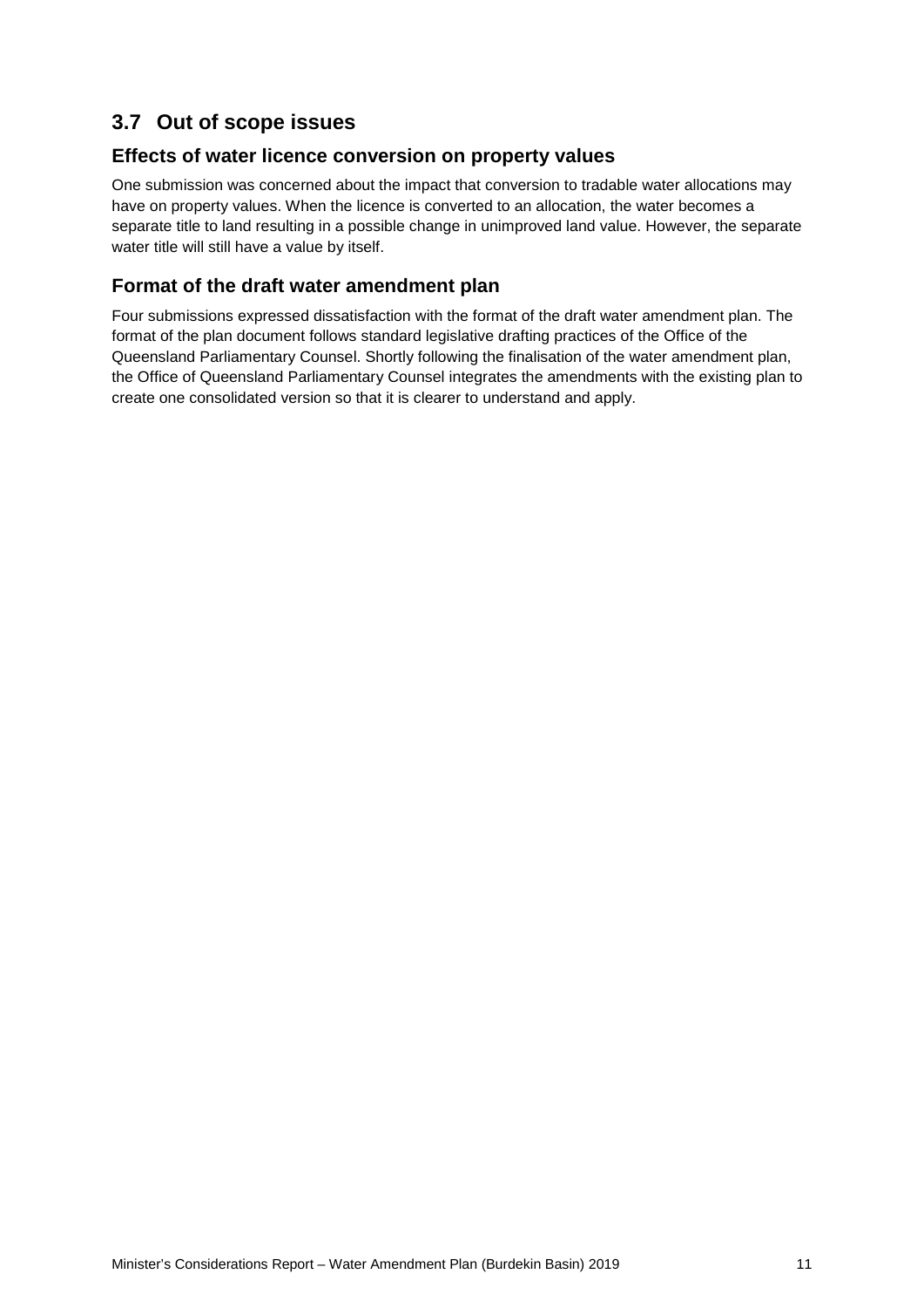## 3.7 Out of scope issues

### Effects of water licence conversion on property values

One submission was concerned about the impact that conversion to tradable water allocations may have on property values. When the licence is converted to an allocation, the water becomes a separate title to land resulting in a possible change in unimproved land value. However, the separate water title will still have a value by itself.

### Format of the draft water amendment plan

Four submissions expressed dissatisfaction with the format of the draft water amendment plan. The format of the plan document follows standard legislative drafting practices of the Office of the Queensland Parliamentary Counsel. Shortly following the finalisation of the water amendment plan, the Office of Queensland Parliamentary Counsel integrates the amendments with the existing plan to create one consolidated version so that it is clearer to understand and apply.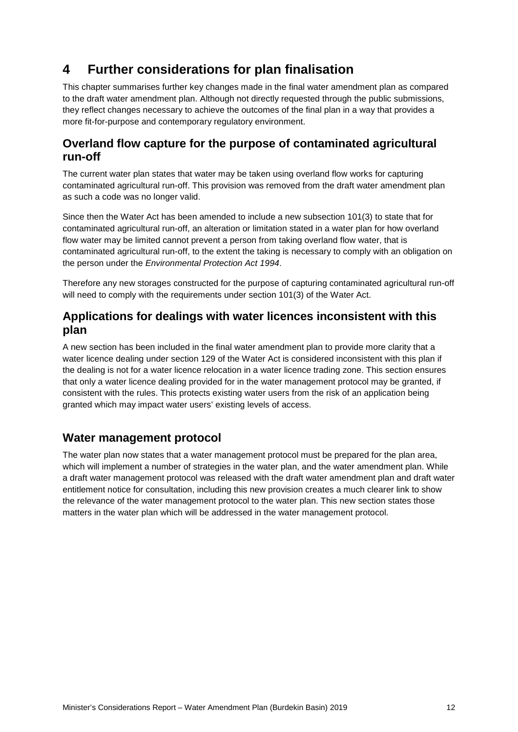# 4 Further considerations for plan finalisation

This chapter summarises further key changes made in the final water amendment plan as compared to the draft water amendment plan. Although not directly requested through the public submissions, they reflect changes necessary to achieve the outcomes of the final plan in a way that provides a more fit-for-purpose and contemporary regulatory environment.

## Overland flow capture for the purpose of contaminated agricultural run-off

The current water plan states that water may be taken using overland flow works for capturing contaminated agricultural run-off. This provision was removed from the draft water amendment plan as such a code was no longer valid.

Since then the Water Act has been amended to include a new subsection 101(3) to state that for contaminated agricultural run-off, an alteration or limitation stated in a water plan for how overland flow water may be limited cannot prevent a person from taking overland flow water, that is contaminated agricultural run-off, to the extent the taking is necessary to comply with an obligation on the person under the *Environmental Protection Act 1994*.

Therefore any new storages constructed for the purpose of capturing contaminated agricultural run-off will need to comply with the requirements under section 101(3) of the Water Act.

## Applications for dealings with water licences inconsistent with this plan

A new section has been included in the final water amendment plan to provide more clarity that a water licence dealing under section 129 of the Water Act is considered inconsistent with this plan if the dealing is not for a water licence relocation in a water licence trading zone. This section ensures that only a water licence dealing provided for in the water management protocol may be granted, if consistent with the rules. This protects existing water users from the risk of an application being granted which may impact water users' existing levels of access.

## Water management protocol

The water plan now states that a water management protocol must be prepared for the plan area, which will implement a number of strategies in the water plan, and the water amendment plan. While a draft water management protocol was released with the draft water amendment plan and draft water entitlement notice for consultation, including this new provision creates a much clearer link to show the relevance of the water management protocol to the water plan. This new section states those matters in the water plan which will be addressed in the water management protocol.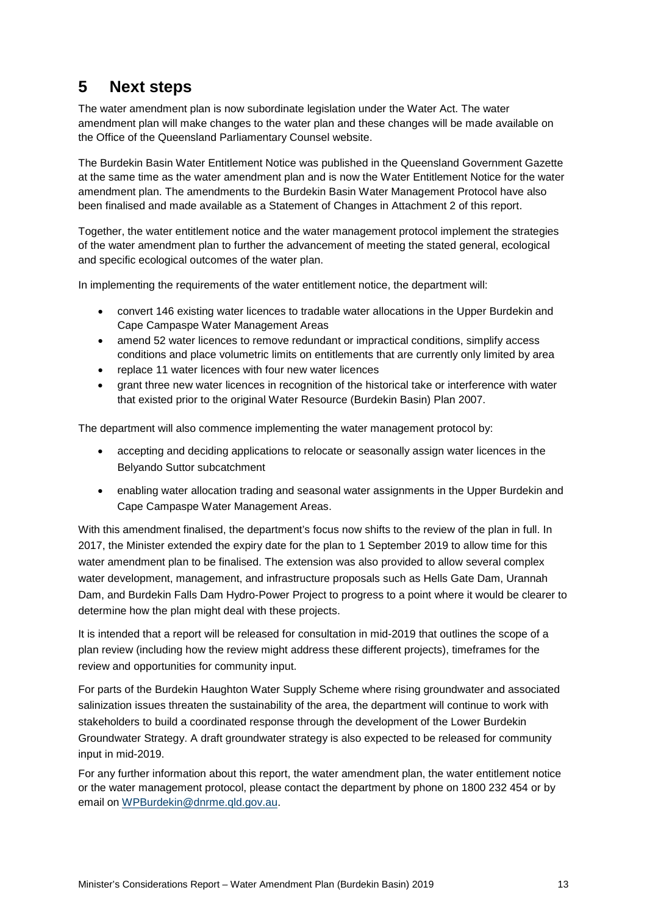# 5 Next steps

The water amendment plan is now subordinate legislation under the Water Act. The water amendment plan will make changes to the water plan and these changes will be made available on the Office of the Queensland Parliamentary Counsel website.

The Burdekin Basin Water Entitlement Notice was published in the Queensland Government Gazette at the same time as the water amendment plan and is now the Water Entitlement Notice for the water amendment plan. The amendments to the Burdekin Basin Water Management Protocol have also been finalised and made available as a Statement of Changes in Attachment 2 of this report.

Together, the water entitlement notice and the water management protocol implement the strategies of the water amendment plan to further the advancement of meeting the stated general, ecological and specific ecological outcomes of the water plan.

In implementing the requirements of the water entitlement notice, the department will:

- convert 146 existing water licences to tradable water allocations in the Upper Burdekin and Cape Campaspe Water Management Areas
- amend 52 water licences to remove redundant or impractical conditions, simplify access conditions and place volumetric limits on entitlements that are currently only limited by area
- replace 11 water licences with four new water licences
- grant three new water licences in recognition of the historical take or interference with water that existed prior to the original Water Resource (Burdekin Basin) Plan 2007.

The department will also commence implementing the water management protocol by:

- accepting and deciding applications to relocate or seasonally assign water licences in the Belyando Suttor subcatchment
- enabling water allocation trading and seasonal water assignments in the Upper Burdekin and Cape Campaspe Water Management Areas.

With this amendment finalised, the department's focus now shifts to the review of the plan in full. In 2017, the Minister extended the expiry date for the plan to 1 September 2019 to allow time for this water amendment plan to be finalised. The extension was also provided to allow several complex water development, management, and infrastructure proposals such as Hells Gate Dam, Urannah Dam, and Burdekin Falls Dam Hydro-Power Project to progress to a point where it would be clearer to determine how the plan might deal with these projects.

It is intended that a report will be released for consultation in mid-2019 that outlines the scope of a plan review (including how the review might address these different projects), timeframes for the review and opportunities for community input.

For parts of the Burdekin Haughton Water Supply Scheme where rising groundwater and associated salinization issues threaten the sustainability of the area, the department will continue to work with stakeholders to build a coordinated response through the development of the Lower Burdekin Groundwater Strategy. A draft groundwater strategy is also expected to be released for community input in mid-2019.

For any further information about this report, the water amendment plan, the water entitlement notice or the water management protocol, please contact the department by phone on 1800 232 454 or by email on WPBurdekin@dnrme.qld.gov.au.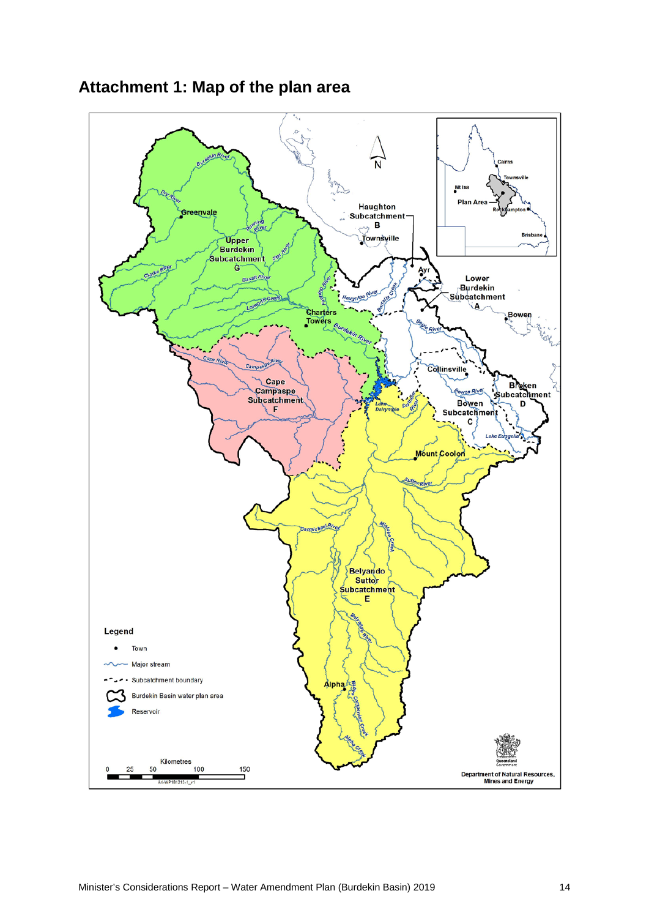# Attachment 1: Map of the plan area

Haughton Subcatchment B

Townsville

Ayr

Lower Burdekin Subcatchment A

Bowen

Greenvale

Upper Burdekin Subcatchment G

Charters Towers

Collinsville

Broken Subcatchment D

Bowen Subcatchment C

Cape Campaspe Subcatchment F

Mount Coolon

Belyando Suttor Subcatchment E

Alpha

Burdekin River, Dry River, Running River, Star River, Clarke River, Basalt River, Fanning River, Lolworth Creek, Haughton River, Barratta Creek, Bogie River, Cape River, Campaspe River, Lake Dalrymple, Sellheim River, Bowen River, Lake Eungella, Suttor River, Carmichael River, Mistake Creek, Belyando River, Native Companion Creek, Alpha Creek

Cairns, Townsville, Mt Isa, Plan Area, Rockhampton, Brisbane

N

Legend

- Town
- Major stream
- Subcatchment boundary
- Burdekin Basin water plan area
- Reservoir

Kilometres

0 25 50 100 150

A4-WP181213-1_v1

Queensland Government

Department of Natural Resources, Mines and Energy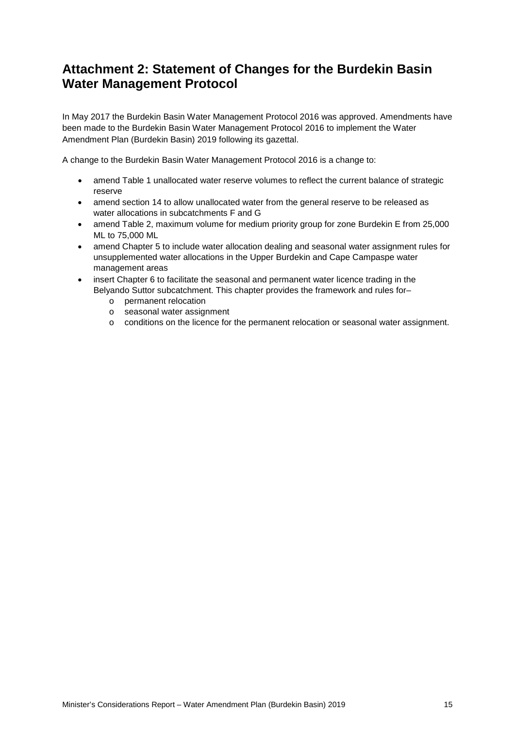## Attachment 2: Statement of Changes for the Burdekin Basin Water Management Protocol

In May 2017 the Burdekin Basin Water Management Protocol 2016 was approved. Amendments have been made to the Burdekin Basin Water Management Protocol 2016 to implement the Water Amendment Plan (Burdekin Basin) 2019 following its gazettal.

A change to the Burdekin Basin Water Management Protocol 2016 is a change to:

- amend Table 1 unallocated water reserve volumes to reflect the current balance of strategic reserve
- amend section 14 to allow unallocated water from the general reserve to be released as water allocations in subcatchments F and G
- amend Table 2, maximum volume for medium priority group for zone Burdekin E from 25,000 ML to 75,000 ML
- amend Chapter 5 to include water allocation dealing and seasonal water assignment rules for unsupplemented water allocations in the Upper Burdekin and Cape Campaspe water management areas
- insert Chapter 6 to facilitate the seasonal and permanent water licence trading in the Belyando Suttor subcatchment. This chapter provides the framework and rules for–
  - permanent relocation
  - seasonal water assignment
  - conditions on the licence for the permanent relocation or seasonal water assignment.